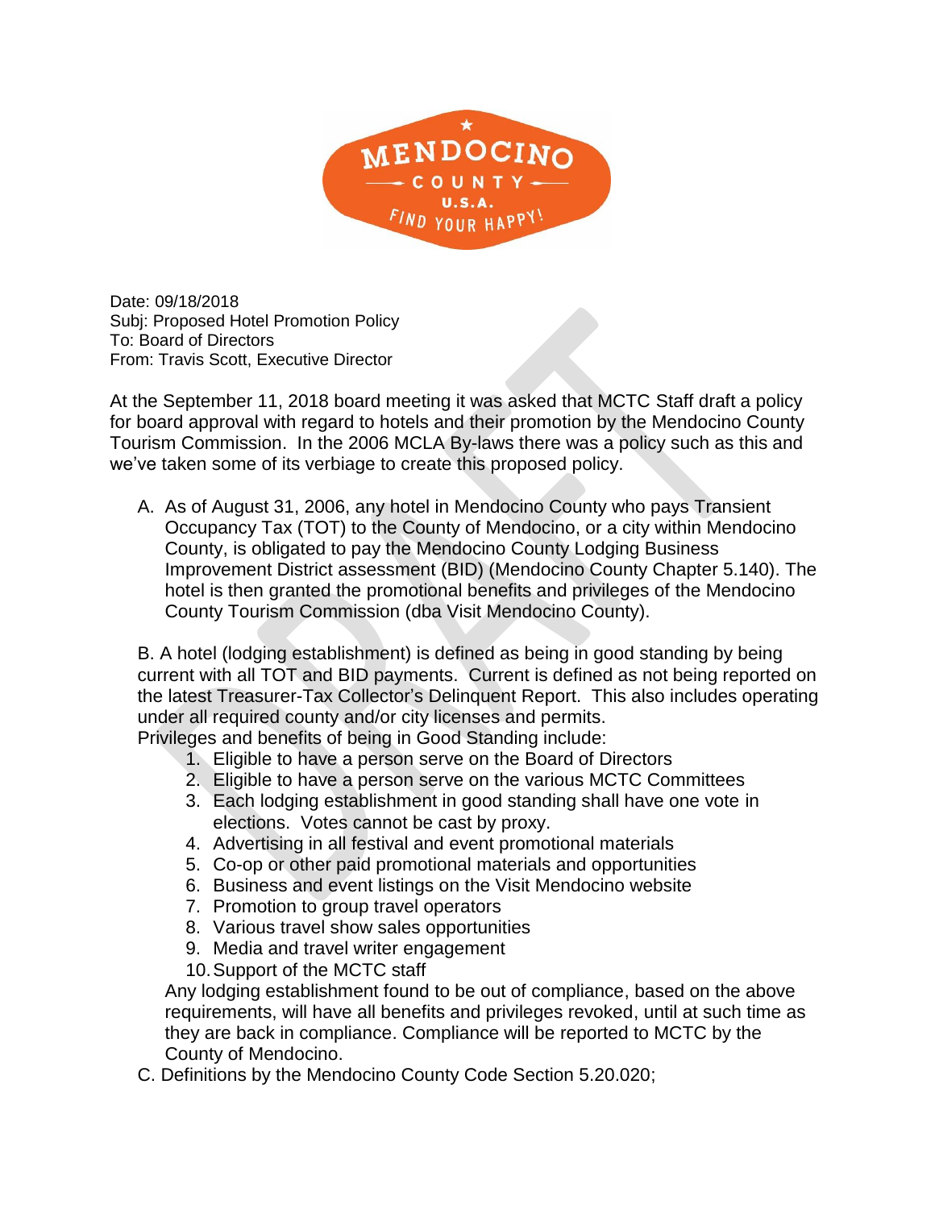Date: 09/18/2018
Subj: Proposed Hotel Promotion Policy
To: Board of Directors
From: Travis Scott, Executive Director

At the September 11, 2018 board meeting it was asked that MCTC Staff draft a policy for board approval with regard to hotels and their promotion by the Mendocino County Tourism Commission. In the 2006 MCLA By-laws there was a policy such as this and we've taken some of its verbiage to create this proposed policy.

A. As of August 31, 2006, any hotel in Mendocino County who pays Transient Occupancy Tax (TOT) to the County of Mendocino, or a city within Mendocino County, is obligated to pay the Mendocino County Lodging Business Improvement District assessment (BID) (Mendocino County Chapter 5.140). The hotel is then granted the promotional benefits and privileges of the Mendocino County Tourism Commission (dba Visit Mendocino County).

B. A hotel (lodging establishment) is defined as being in good standing by being current with all TOT and BID payments. Current is defined as not being reported on the latest Treasurer-Tax Collector's Delinquent Report. This also includes operating under all required county and/or city licenses and permits.

Privileges and benefits of being in Good Standing include:

1. Eligible to have a person serve on the Board of Directors
2. Eligible to have a person serve on the various MCTC Committees
3. Each lodging establishment in good standing shall have one vote in elections. Votes cannot be cast by proxy.
4. Advertising in all festival and event promotional materials
5. Co-op or other paid promotional materials and opportunities
6. Business and event listings on the Visit Mendocino website
7. Promotion to group travel operators
8. Various travel show sales opportunities
9. Media and travel writer engagement
10. Support of the MCTC staff

Any lodging establishment found to be out of compliance, based on the above requirements, will have all benefits and privileges revoked, until at such time as they are back in compliance. Compliance will be reported to MCTC by the County of Mendocino.

C. Definitions by the Mendocino County Code Section 5.20.020;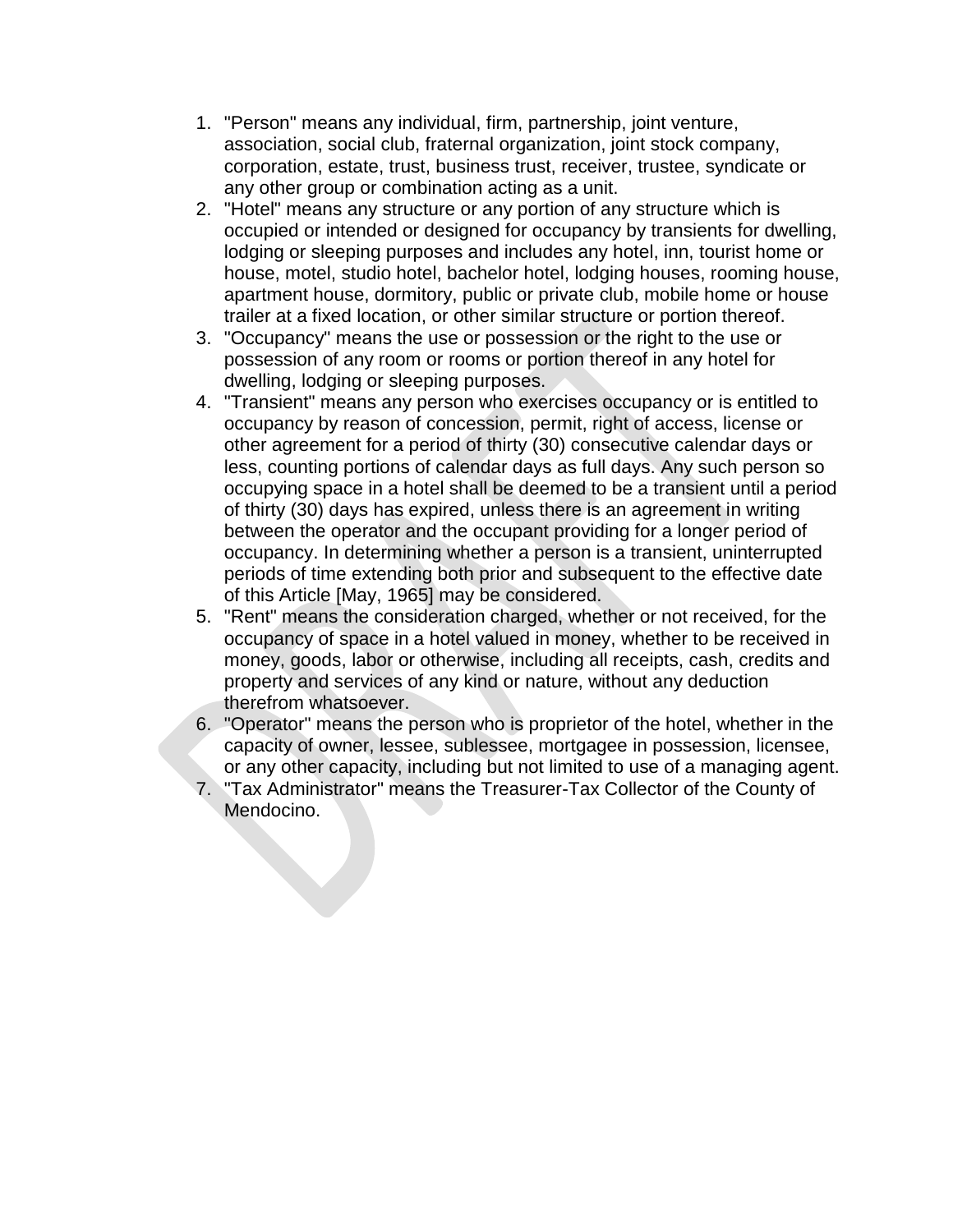1. "Person" means any individual, firm, partnership, joint venture, association, social club, fraternal organization, joint stock company, corporation, estate, trust, business trust, receiver, trustee, syndicate or any other group or combination acting as a unit.
2. "Hotel" means any structure or any portion of any structure which is occupied or intended or designed for occupancy by transients for dwelling, lodging or sleeping purposes and includes any hotel, inn, tourist home or house, motel, studio hotel, bachelor hotel, lodging houses, rooming house, apartment house, dormitory, public or private club, mobile home or house trailer at a fixed location, or other similar structure or portion thereof.
3. "Occupancy" means the use or possession or the right to the use or possession of any room or rooms or portion thereof in any hotel for dwelling, lodging or sleeping purposes.
4. "Transient" means any person who exercises occupancy or is entitled to occupancy by reason of concession, permit, right of access, license or other agreement for a period of thirty (30) consecutive calendar days or less, counting portions of calendar days as full days. Any such person so occupying space in a hotel shall be deemed to be a transient until a period of thirty (30) days has expired, unless there is an agreement in writing between the operator and the occupant providing for a longer period of occupancy. In determining whether a person is a transient, uninterrupted periods of time extending both prior and subsequent to the effective date of this Article [May, 1965] may be considered.
5. "Rent" means the consideration charged, whether or not received, for the occupancy of space in a hotel valued in money, whether to be received in money, goods, labor or otherwise, including all receipts, cash, credits and property and services of any kind or nature, without any deduction therefrom whatsoever.
6. "Operator" means the person who is proprietor of the hotel, whether in the capacity of owner, lessee, sublessee, mortgagee in possession, licensee, or any other capacity, including but not limited to use of a managing agent.
7. "Tax Administrator" means the Treasurer-Tax Collector of the County of Mendocino.